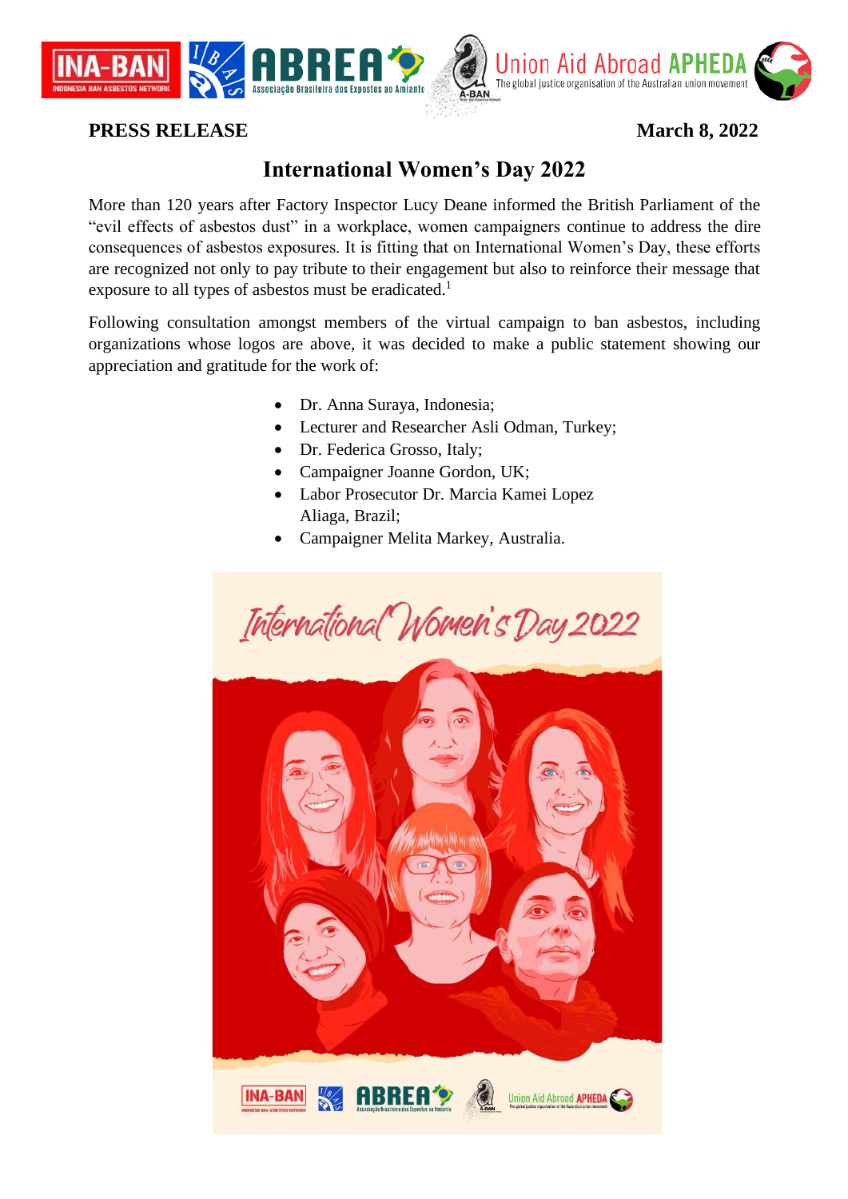**PRESS RELEASE** **March 8, 2022**

# International Women's Day 2022

More than 120 years after Factory Inspector Lucy Deane informed the British Parliament of the "evil effects of asbestos dust" in a workplace, women campaigners continue to address the dire consequences of asbestos exposures. It is fitting that on International Women's Day, these efforts are recognized not only to pay tribute to their engagement but also to reinforce their message that exposure to all types of asbestos must be eradicated.[1]

Following consultation amongst members of the virtual campaign to ban asbestos, including organizations whose logos are above, it was decided to make a public statement showing our appreciation and gratitude for the work of:

- Dr. Anna Suraya, Indonesia;
- Lecturer and Researcher Asli Odman, Turkey;
- Dr. Federica Grosso, Italy;
- Campaigner Joanne Gordon, UK;
- Labor Prosecutor Dr. Marcia Kamei Lopez Aliaga, Brazil;
- Campaigner Melita Markey, Australia.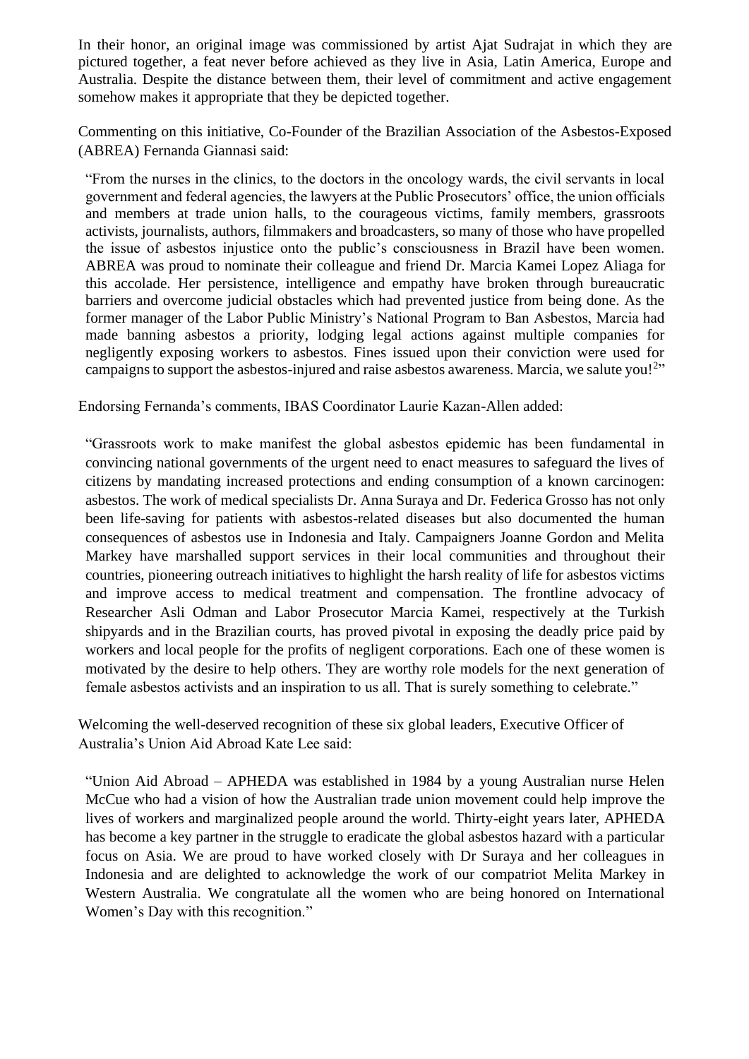In their honor, an original image was commissioned by artist Ajat Sudrajat in which they are pictured together, a feat never before achieved as they live in Asia, Latin America, Europe and Australia. Despite the distance between them, their level of commitment and active engagement somehow makes it appropriate that they be depicted together.

Commenting on this initiative, Co-Founder of the Brazilian Association of the Asbestos-Exposed (ABREA) Fernanda Giannasi said:

> "From the nurses in the clinics, to the doctors in the oncology wards, the civil servants in local government and federal agencies, the lawyers at the Public Prosecutors' office, the union officials and members at trade union halls, to the courageous victims, family members, grassroots activists, journalists, authors, filmmakers and broadcasters, so many of those who have propelled the issue of asbestos injustice onto the public's consciousness in Brazil have been women. ABREA was proud to nominate their colleague and friend Dr. Marcia Kamei Lopez Aliaga for this accolade. Her persistence, intelligence and empathy have broken through bureaucratic barriers and overcome judicial obstacles which had prevented justice from being done. As the former manager of the Labor Public Ministry's National Program to Ban Asbestos, Marcia had made banning asbestos a priority, lodging legal actions against multiple companies for negligently exposing workers to asbestos. Fines issued upon their conviction were used for campaigns to support the asbestos-injured and raise asbestos awareness. Marcia, we salute you![2]"

Endorsing Fernanda's comments, IBAS Coordinator Laurie Kazan-Allen added:

> "Grassroots work to make manifest the global asbestos epidemic has been fundamental in convincing national governments of the urgent need to enact measures to safeguard the lives of citizens by mandating increased protections and ending consumption of a known carcinogen: asbestos. The work of medical specialists Dr. Anna Suraya and Dr. Federica Grosso has not only been life-saving for patients with asbestos-related diseases but also documented the human consequences of asbestos use in Indonesia and Italy. Campaigners Joanne Gordon and Melita Markey have marshalled support services in their local communities and throughout their countries, pioneering outreach initiatives to highlight the harsh reality of life for asbestos victims and improve access to medical treatment and compensation. The frontline advocacy of Researcher Asli Odman and Labor Prosecutor Marcia Kamei, respectively at the Turkish shipyards and in the Brazilian courts, has proved pivotal in exposing the deadly price paid by workers and local people for the profits of negligent corporations. Each one of these women is motivated by the desire to help others. They are worthy role models for the next generation of female asbestos activists and an inspiration to us all. That is surely something to celebrate."

Welcoming the well-deserved recognition of these six global leaders, Executive Officer of Australia's Union Aid Abroad Kate Lee said:

> "Union Aid Abroad – APHEDA was established in 1984 by a young Australian nurse Helen McCue who had a vision of how the Australian trade union movement could help improve the lives of workers and marginalized people around the world. Thirty-eight years later, APHEDA has become a key partner in the struggle to eradicate the global asbestos hazard with a particular focus on Asia. We are proud to have worked closely with Dr Suraya and her colleagues in Indonesia and are delighted to acknowledge the work of our compatriot Melita Markey in Western Australia. We congratulate all the women who are being honored on International Women's Day with this recognition."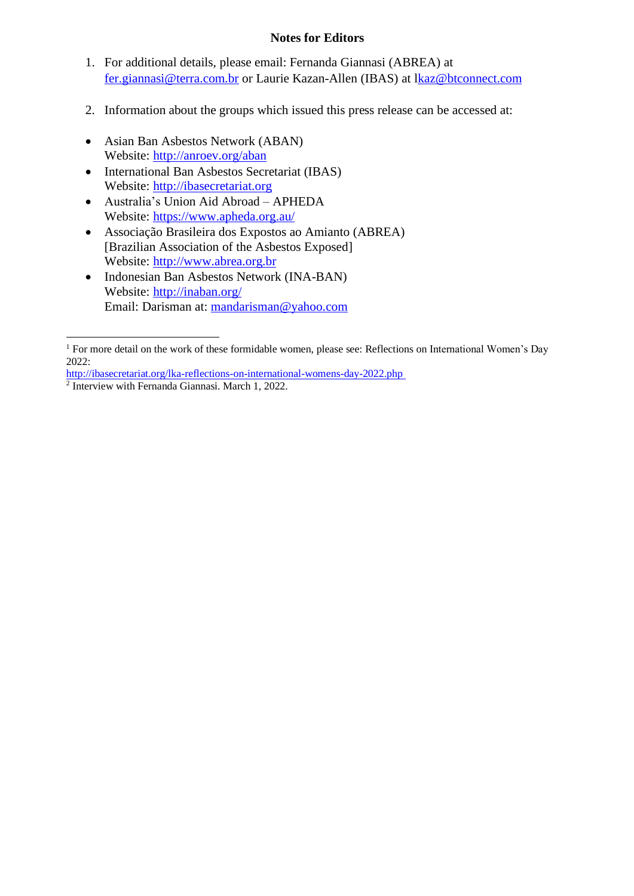## Notes for Editors

1. For additional details, please email: Fernanda Giannasi (ABREA) at fer.giannasi@terra.com.br or Laurie Kazan-Allen (IBAS) at lkaz@btconnect.com

2. Information about the groups which issued this press release can be accessed at:

- Asian Ban Asbestos Network (ABAN)
  Website: http://anroev.org/aban
- International Ban Asbestos Secretariat (IBAS)
  Website: http://ibasecretariat.org
- Australia's Union Aid Abroad – APHEDA
  Website: https://www.apheda.org.au/
- Associação Brasileira dos Expostos ao Amianto (ABREA)
  [Brazilian Association of the Asbestos Exposed]
  Website: http://www.abrea.org.br
- Indonesian Ban Asbestos Network (INA-BAN)
  Website: http://inaban.org/
  Email: Darisman at: mandarisman@yahoo.com

---

[1] For more detail on the work of these formidable women, please see: Reflections on International Women's Day 2022:
http://ibasecretariat.org/lka-reflections-on-international-womens-day-2022.php

[2] Interview with Fernanda Giannasi. March 1, 2022.